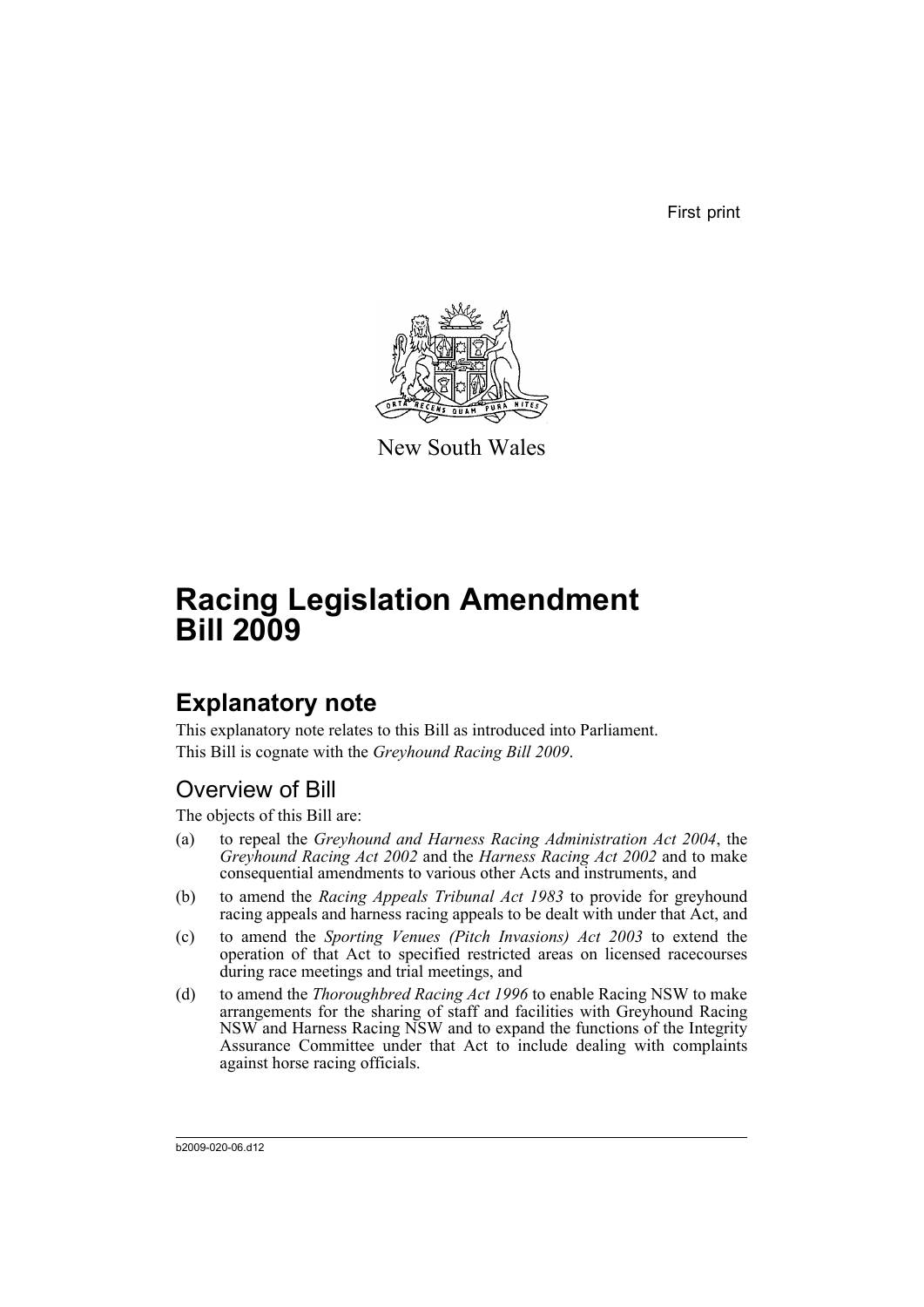First print

New South Wales

# Racing Legislation Amendment Bill 2009

## Explanatory note

This explanatory note relates to this Bill as introduced into Parliament.

This Bill is cognate with the *Greyhound Racing Bill 2009*.

### Overview of Bill

The objects of this Bill are:

(a) to repeal the *Greyhound and Harness Racing Administration Act 2004*, the *Greyhound Racing Act 2002* and the *Harness Racing Act 2002* and to make consequential amendments to various other Acts and instruments, and

(b) to amend the *Racing Appeals Tribunal Act 1983* to provide for greyhound racing appeals and harness racing appeals to be dealt with under that Act, and

(c) to amend the *Sporting Venues (Pitch Invasions) Act 2003* to extend the operation of that Act to specified restricted areas on licensed racecourses during race meetings and trial meetings, and

(d) to amend the *Thoroughbred Racing Act 1996* to enable Racing NSW to make arrangements for the sharing of staff and facilities with Greyhound Racing NSW and Harness Racing NSW and to expand the functions of the Integrity Assurance Committee under that Act to include dealing with complaints against horse racing officials.

b2009-020-06.d12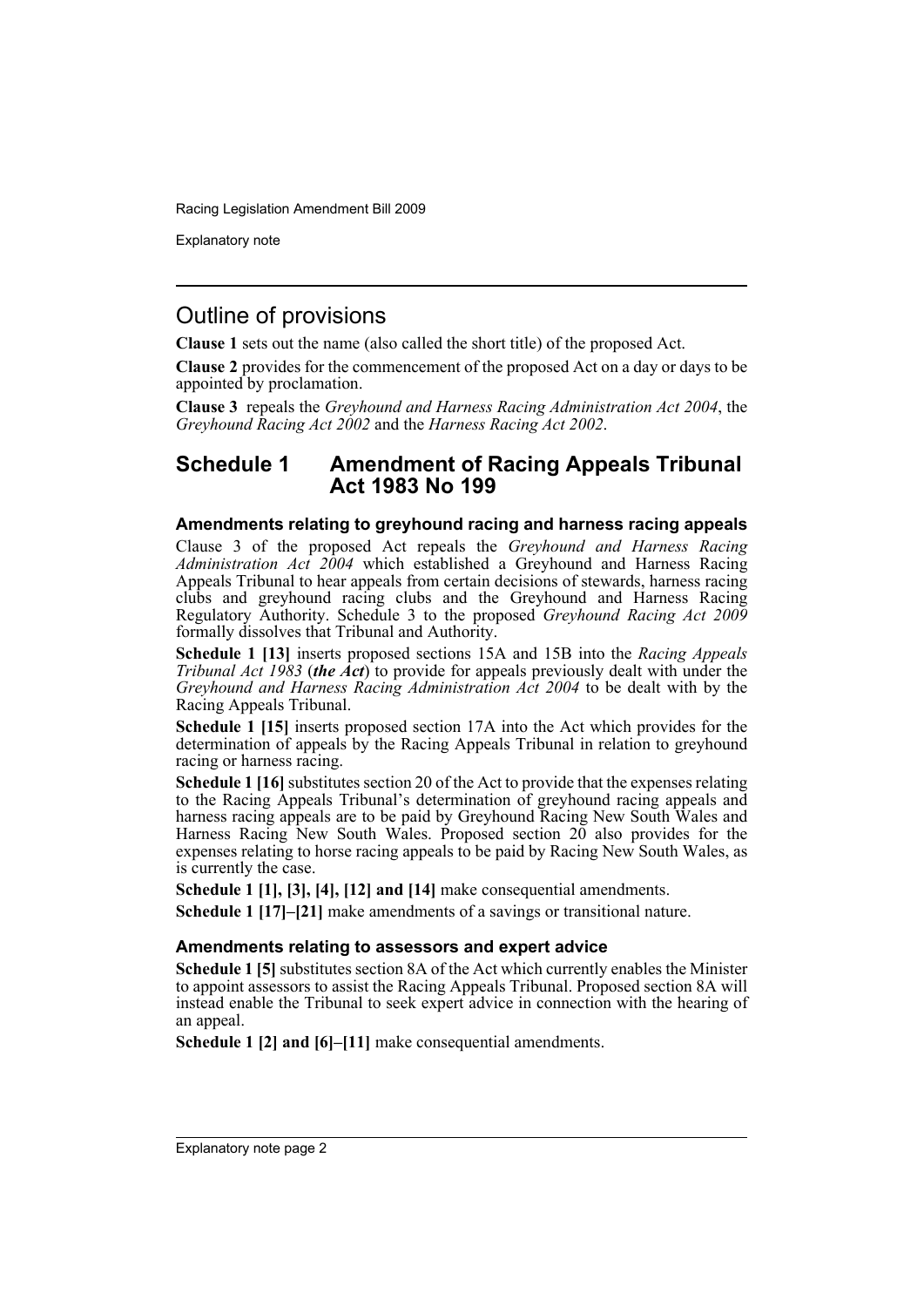# Outline of provisions

**Clause 1** sets out the name (also called the short title) of the proposed Act.

**Clause 2** provides for the commencement of the proposed Act on a day or days to be appointed by proclamation.

**Clause 3** repeals the *Greyhound and Harness Racing Administration Act 2004*, the *Greyhound Racing Act 2002* and the *Harness Racing Act 2002*.

## Schedule 1 Amendment of Racing Appeals Tribunal Act 1983 No 199

### Amendments relating to greyhound racing and harness racing appeals

Clause 3 of the proposed Act repeals the *Greyhound and Harness Racing Administration Act 2004* which established a Greyhound and Harness Racing Appeals Tribunal to hear appeals from certain decisions of stewards, harness racing clubs and greyhound racing clubs and the Greyhound and Harness Racing Regulatory Authority. Schedule 3 to the proposed *Greyhound Racing Act 2009* formally dissolves that Tribunal and Authority.

**Schedule 1 [13]** inserts proposed sections 15A and 15B into the *Racing Appeals Tribunal Act 1983* (***the Act***) to provide for appeals previously dealt with under the *Greyhound and Harness Racing Administration Act 2004* to be dealt with by the Racing Appeals Tribunal.

**Schedule 1 [15]** inserts proposed section 17A into the Act which provides for the determination of appeals by the Racing Appeals Tribunal in relation to greyhound racing or harness racing.

**Schedule 1 [16]** substitutes section 20 of the Act to provide that the expenses relating to the Racing Appeals Tribunal's determination of greyhound racing appeals and harness racing appeals are to be paid by Greyhound Racing New South Wales and Harness Racing New South Wales. Proposed section 20 also provides for the expenses relating to horse racing appeals to be paid by Racing New South Wales, as is currently the case.

**Schedule 1 [1], [3], [4], [12] and [14]** make consequential amendments.

**Schedule 1 [17]–[21]** make amendments of a savings or transitional nature.

### Amendments relating to assessors and expert advice

**Schedule 1 [5]** substitutes section 8A of the Act which currently enables the Minister to appoint assessors to assist the Racing Appeals Tribunal. Proposed section 8A will instead enable the Tribunal to seek expert advice in connection with the hearing of an appeal.

**Schedule 1 [2] and [6]–[11]** make consequential amendments.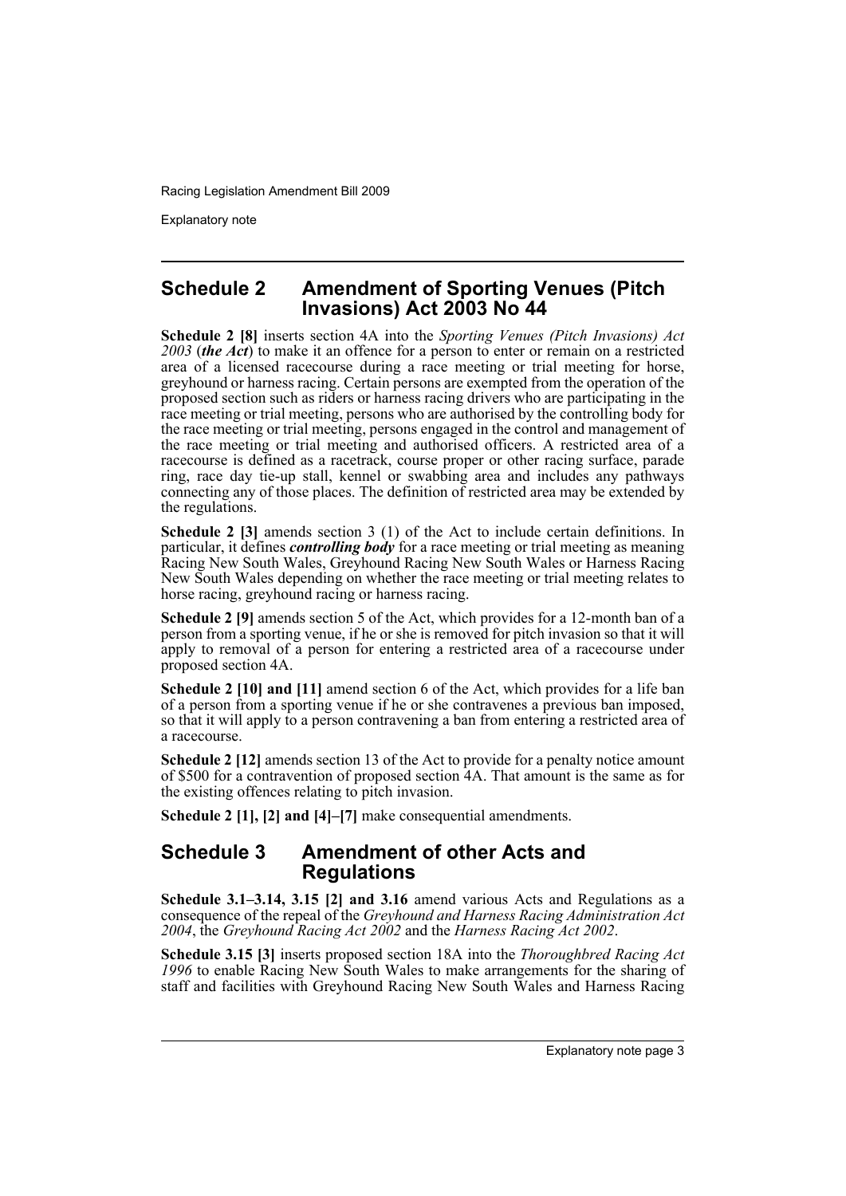## Schedule 2 Amendment of Sporting Venues (Pitch Invasions) Act 2003 No 44

**Schedule 2 [8]** inserts section 4A into the *Sporting Venues (Pitch Invasions) Act 2003* (***the Act***) to make it an offence for a person to enter or remain on a restricted area of a licensed racecourse during a race meeting or trial meeting for horse, greyhound or harness racing. Certain persons are exempted from the operation of the proposed section such as riders or harness racing drivers who are participating in the race meeting or trial meeting, persons who are authorised by the controlling body for the race meeting or trial meeting, persons engaged in the control and management of the race meeting or trial meeting and authorised officers. A restricted area of a racecourse is defined as a racetrack, course proper or other racing surface, parade ring, race day tie-up stall, kennel or swabbing area and includes any pathways connecting any of those places. The definition of restricted area may be extended by the regulations.

**Schedule 2 [3]** amends section 3 (1) of the Act to include certain definitions. In particular, it defines ***controlling body*** for a race meeting or trial meeting as meaning Racing New South Wales, Greyhound Racing New South Wales or Harness Racing New South Wales depending on whether the race meeting or trial meeting relates to horse racing, greyhound racing or harness racing.

**Schedule 2 [9]** amends section 5 of the Act, which provides for a 12-month ban of a person from a sporting venue, if he or she is removed for pitch invasion so that it will apply to removal of a person for entering a restricted area of a racecourse under proposed section 4A.

**Schedule 2 [10] and [11]** amend section 6 of the Act, which provides for a life ban of a person from a sporting venue if he or she contravenes a previous ban imposed, so that it will apply to a person contravening a ban from entering a restricted area of a racecourse.

**Schedule 2 [12]** amends section 13 of the Act to provide for a penalty notice amount of $500 for a contravention of proposed section 4A. That amount is the same as for the existing offences relating to pitch invasion.

**Schedule 2 [1], [2] and [4]–[7]** make consequential amendments.

## Schedule 3 Amendment of other Acts and Regulations

**Schedule 3.1–3.14, 3.15 [2] and 3.16** amend various Acts and Regulations as a consequence of the repeal of the *Greyhound and Harness Racing Administration Act 2004*, the *Greyhound Racing Act 2002* and the *Harness Racing Act 2002*.

**Schedule 3.15 [3]** inserts proposed section 18A into the *Thoroughbred Racing Act 1996* to enable Racing New South Wales to make arrangements for the sharing of staff and facilities with Greyhound Racing New South Wales and Harness Racing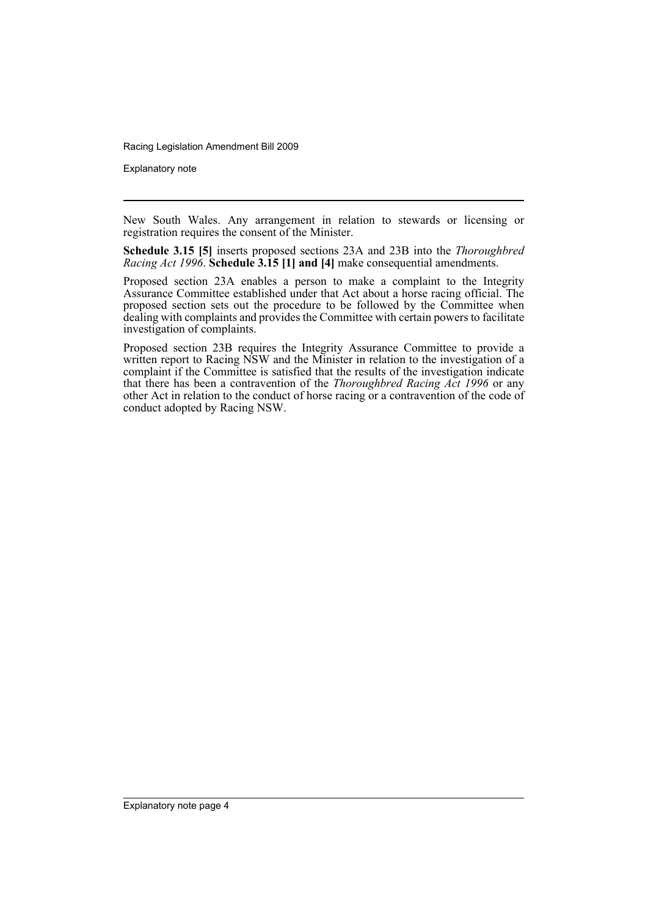New South Wales. Any arrangement in relation to stewards or licensing or registration requires the consent of the Minister.

**Schedule 3.15 [5]** inserts proposed sections 23A and 23B into the *Thoroughbred Racing Act 1996*. **Schedule 3.15 [1] and [4]** make consequential amendments.

Proposed section 23A enables a person to make a complaint to the Integrity Assurance Committee established under that Act about a horse racing official. The proposed section sets out the procedure to be followed by the Committee when dealing with complaints and provides the Committee with certain powers to facilitate investigation of complaints.

Proposed section 23B requires the Integrity Assurance Committee to provide a written report to Racing NSW and the Minister in relation to the investigation of a complaint if the Committee is satisfied that the results of the investigation indicate that there has been a contravention of the *Thoroughbred Racing Act 1996* or any other Act in relation to the conduct of horse racing or a contravention of the code of conduct adopted by Racing NSW.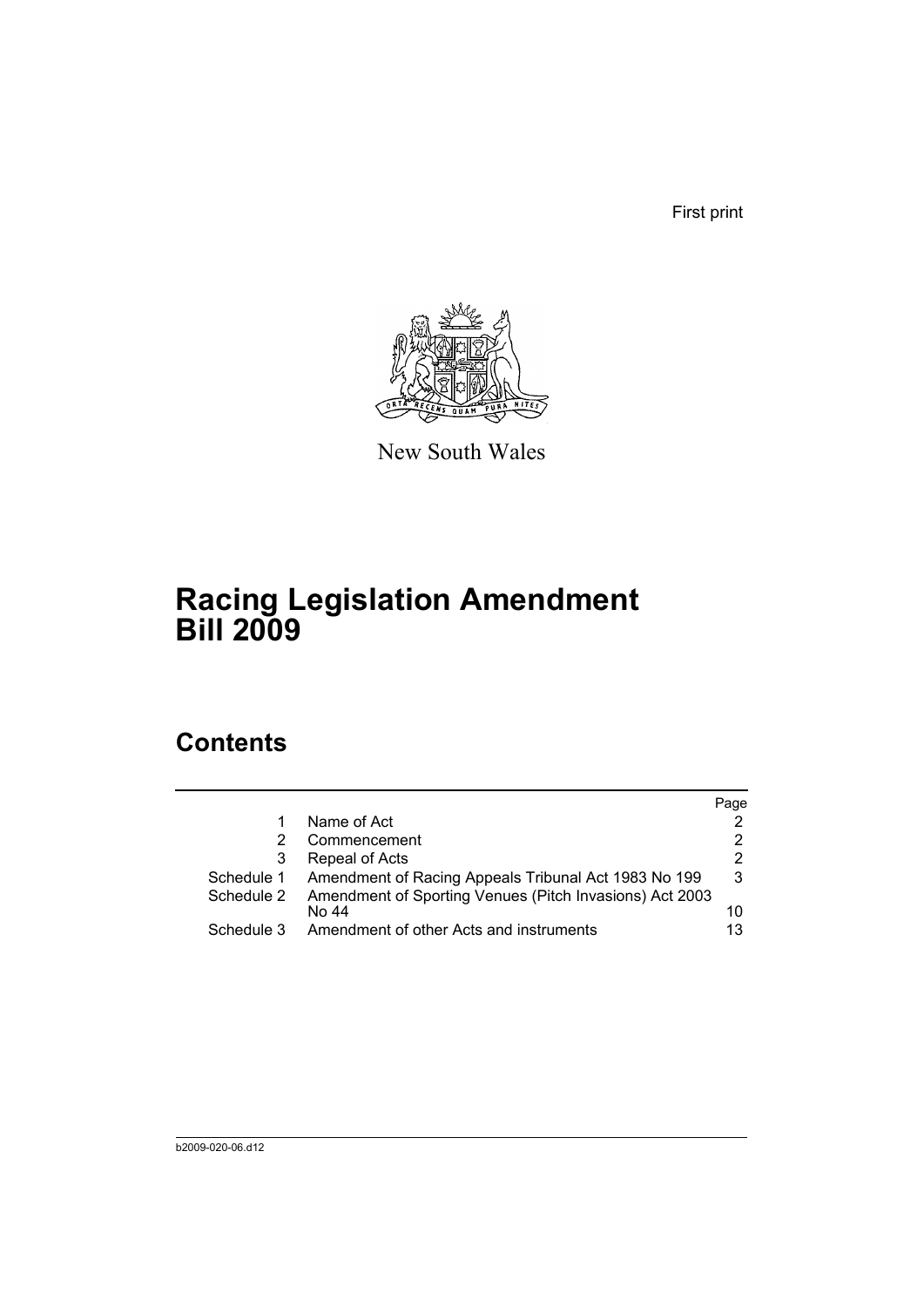First print

New South Wales

# Racing Legislation Amendment Bill 2009

## Contents

| | | Page |
|---|---|---|
| 1 | Name of Act | 2 |
| 2 | Commencement | 2 |
| 3 | Repeal of Acts | 2 |
| Schedule 1 | Amendment of Racing Appeals Tribunal Act 1983 No 199 | 3 |
| Schedule 2 | Amendment of Sporting Venues (Pitch Invasions) Act 2003 No 44 | 10 |
| Schedule 3 | Amendment of other Acts and instruments | 13 |

b2009-020-06.d12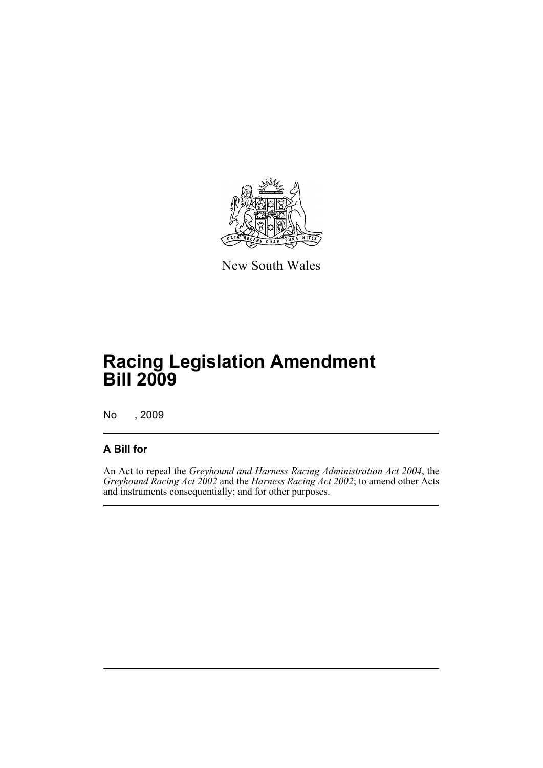New South Wales

# Racing Legislation Amendment Bill 2009

No , 2009

## A Bill for

An Act to repeal the *Greyhound and Harness Racing Administration Act 2004*, the *Greyhound Racing Act 2002* and the *Harness Racing Act 2002*; to amend other Acts and instruments consequentially; and for other purposes.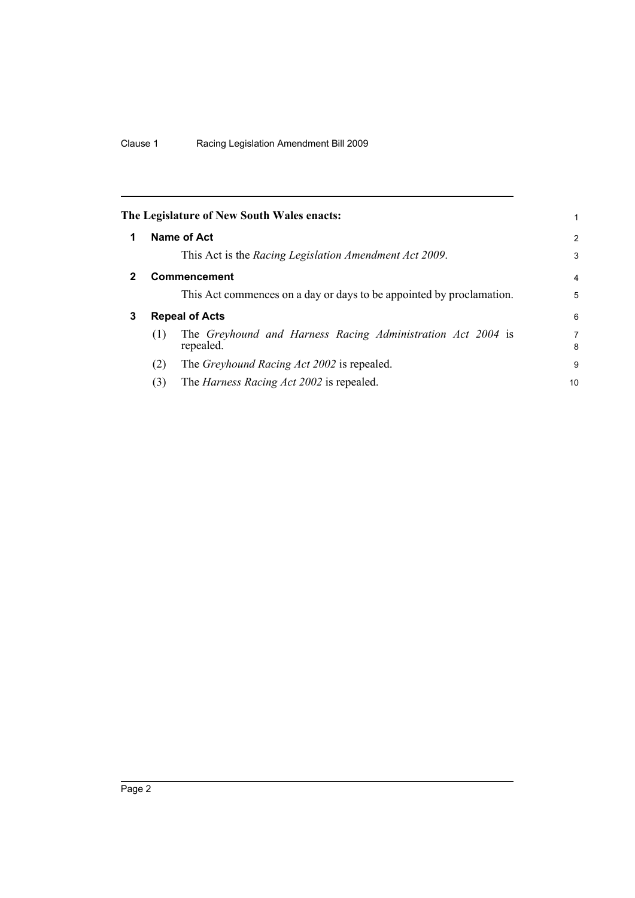**The Legislature of New South Wales enacts:**

## 1 Name of Act

This Act is the *Racing Legislation Amendment Act 2009*.

## 2 Commencement

This Act commences on a day or days to be appointed by proclamation.

## 3 Repeal of Acts

(1) The *Greyhound and Harness Racing Administration Act 2004* is repealed.

(2) The *Greyhound Racing Act 2002* is repealed.

(3) The *Harness Racing Act 2002* is repealed.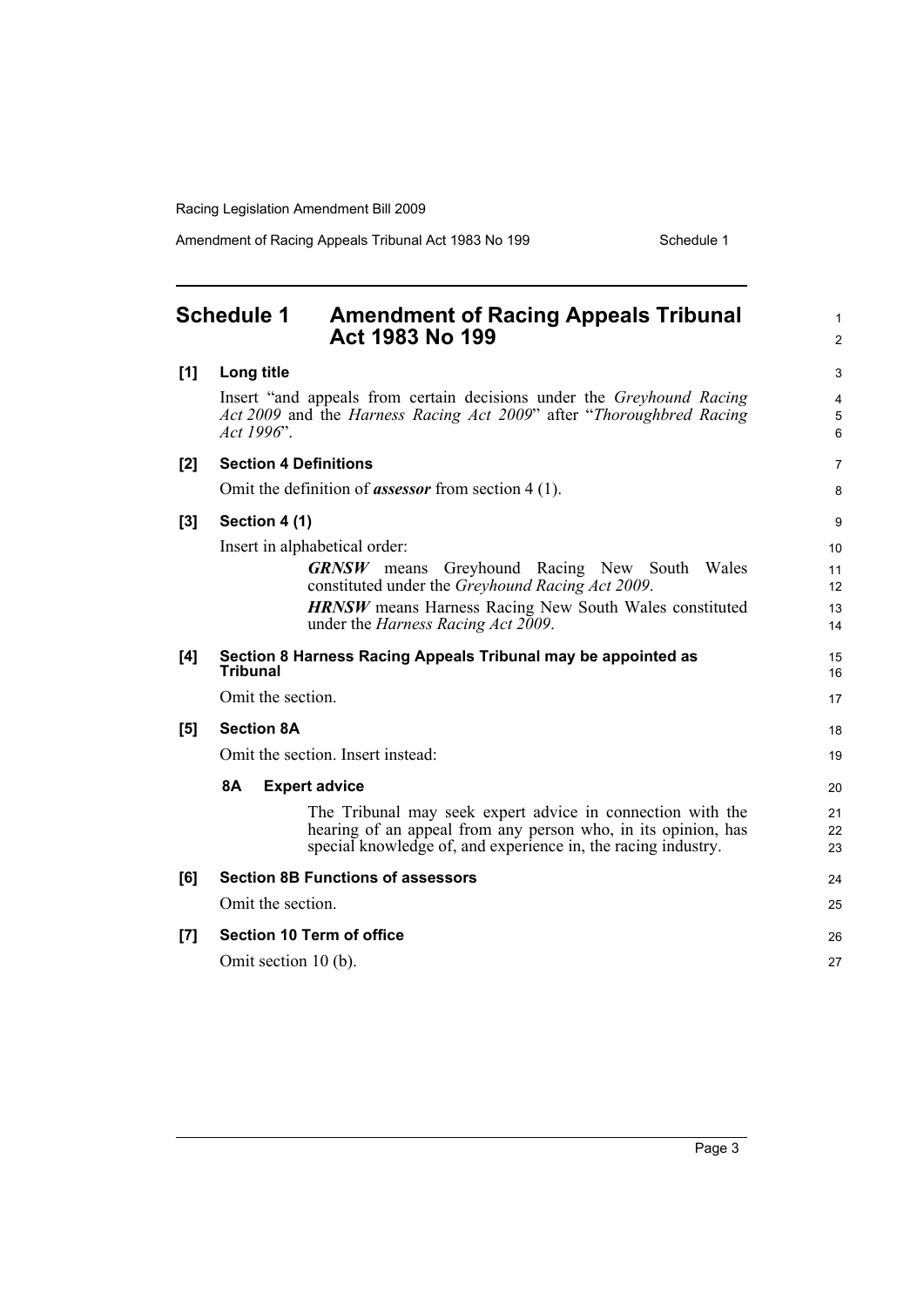## Schedule 1 Amendment of Racing Appeals Tribunal Act 1983 No 199

**[1] Long title**

Insert "and appeals from certain decisions under the *Greyhound Racing Act 2009* and the *Harness Racing Act 2009*" after "*Thoroughbred Racing Act 1996*".

**[2] Section 4 Definitions**

Omit the definition of ***assessor*** from section 4 (1).

**[3] Section 4 (1)**

Insert in alphabetical order:

> ***GRNSW*** means Greyhound Racing New South Wales constituted under the *Greyhound Racing Act 2009*.
>
> ***HRNSW*** means Harness Racing New South Wales constituted under the *Harness Racing Act 2009*.

**[4] Section 8 Harness Racing Appeals Tribunal may be appointed as Tribunal**

Omit the section.

**[5] Section 8A**

Omit the section. Insert instead:

> **8A Expert advice**
>
> The Tribunal may seek expert advice in connection with the hearing of an appeal from any person who, in its opinion, has special knowledge of, and experience in, the racing industry.

**[6] Section 8B Functions of assessors**

Omit the section.

**[7] Section 10 Term of office**

Omit section 10 (b).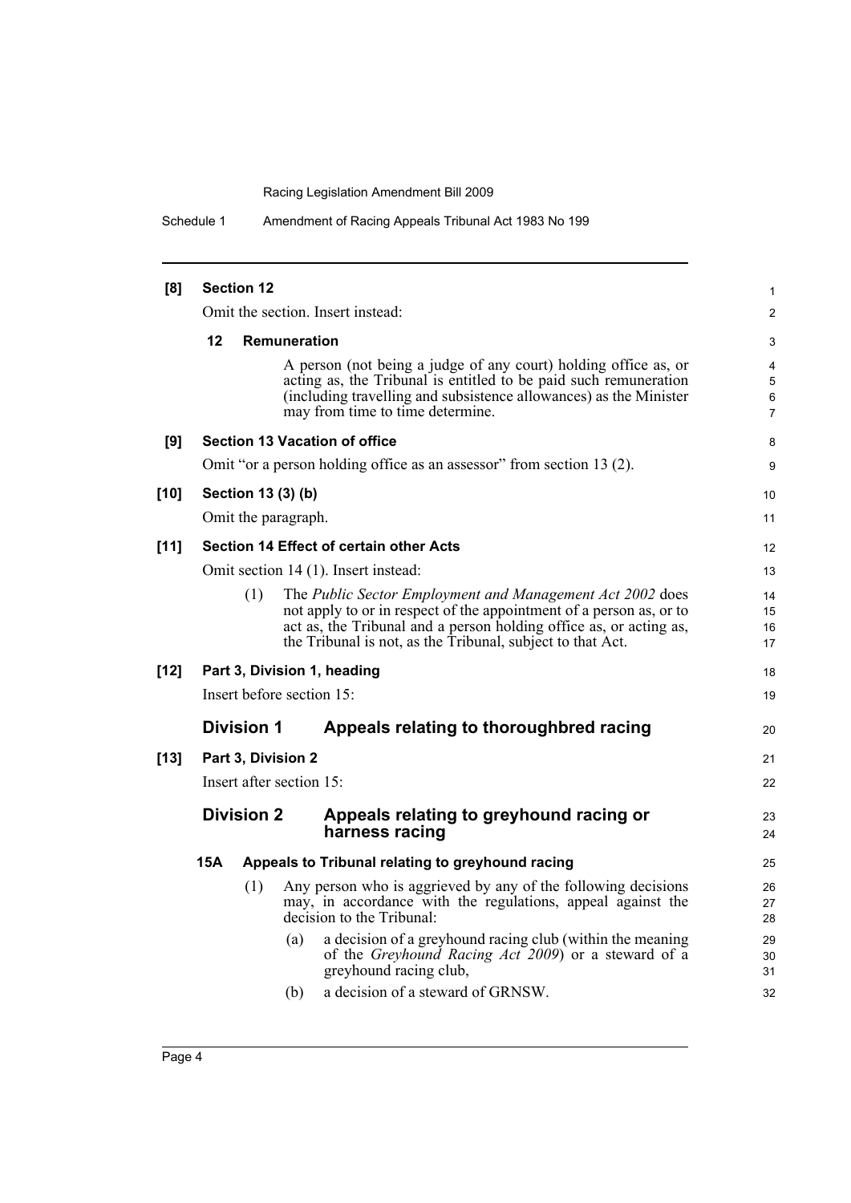**[8] Section 12**

Omit the section. Insert instead:

**12 Remuneration**

A person (not being a judge of any court) holding office as, or acting as, the Tribunal is entitled to be paid such remuneration (including travelling and subsistence allowances) as the Minister may from time to time determine.

**[9] Section 13 Vacation of office**

Omit "or a person holding office as an assessor" from section 13 (2).

**[10] Section 13 (3) (b)**

Omit the paragraph.

**[11] Section 14 Effect of certain other Acts**

Omit section 14 (1). Insert instead:

(1) The *Public Sector Employment and Management Act 2002* does not apply to or in respect of the appointment of a person as, or to act as, the Tribunal and a person holding office as, or acting as, the Tribunal is not, as the Tribunal, subject to that Act.

**[12] Part 3, Division 1, heading**

Insert before section 15:

## Division 1 Appeals relating to thoroughbred racing

**[13] Part 3, Division 2**

Insert after section 15:

## Division 2 Appeals relating to greyhound racing or harness racing

**15A Appeals to Tribunal relating to greyhound racing**

(1) Any person who is aggrieved by any of the following decisions may, in accordance with the regulations, appeal against the decision to the Tribunal:

(a) a decision of a greyhound racing club (within the meaning of the *Greyhound Racing Act 2009*) or a steward of a greyhound racing club,

(b) a decision of a steward of GRNSW.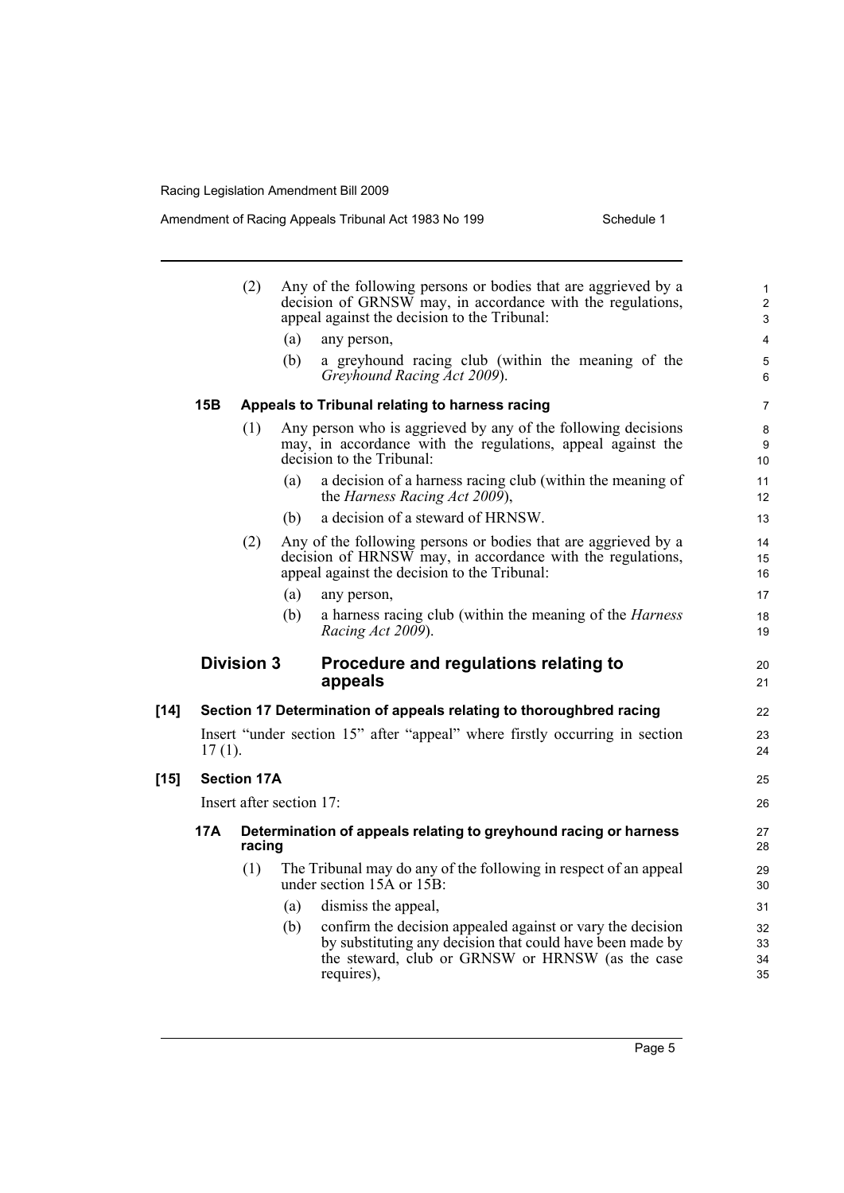(2) Any of the following persons or bodies that are aggrieved by a decision of GRNSW may, in accordance with the regulations, appeal against the decision to the Tribunal:

(a) any person,

(b) a greyhound racing club (within the meaning of the *Greyhound Racing Act 2009*).

### 15B Appeals to Tribunal relating to harness racing

(1) Any person who is aggrieved by any of the following decisions may, in accordance with the regulations, appeal against the decision to the Tribunal:

(a) a decision of a harness racing club (within the meaning of the *Harness Racing Act 2009*),

(b) a decision of a steward of HRNSW.

(2) Any of the following persons or bodies that are aggrieved by a decision of HRNSW may, in accordance with the regulations, appeal against the decision to the Tribunal:

(a) any person,

(b) a harness racing club (within the meaning of the *Harness Racing Act 2009*).

## Division 3 Procedure and regulations relating to appeals

### [14] Section 17 Determination of appeals relating to thoroughbred racing

Insert "under section 15" after "appeal" where firstly occurring in section 17 (1).

### [15] Section 17A

Insert after section 17:

### 17A Determination of appeals relating to greyhound racing or harness racing

(1) The Tribunal may do any of the following in respect of an appeal under section 15A or 15B:

(a) dismiss the appeal,

(b) confirm the decision appealed against or vary the decision by substituting any decision that could have been made by the steward, club or GRNSW or HRNSW (as the case requires),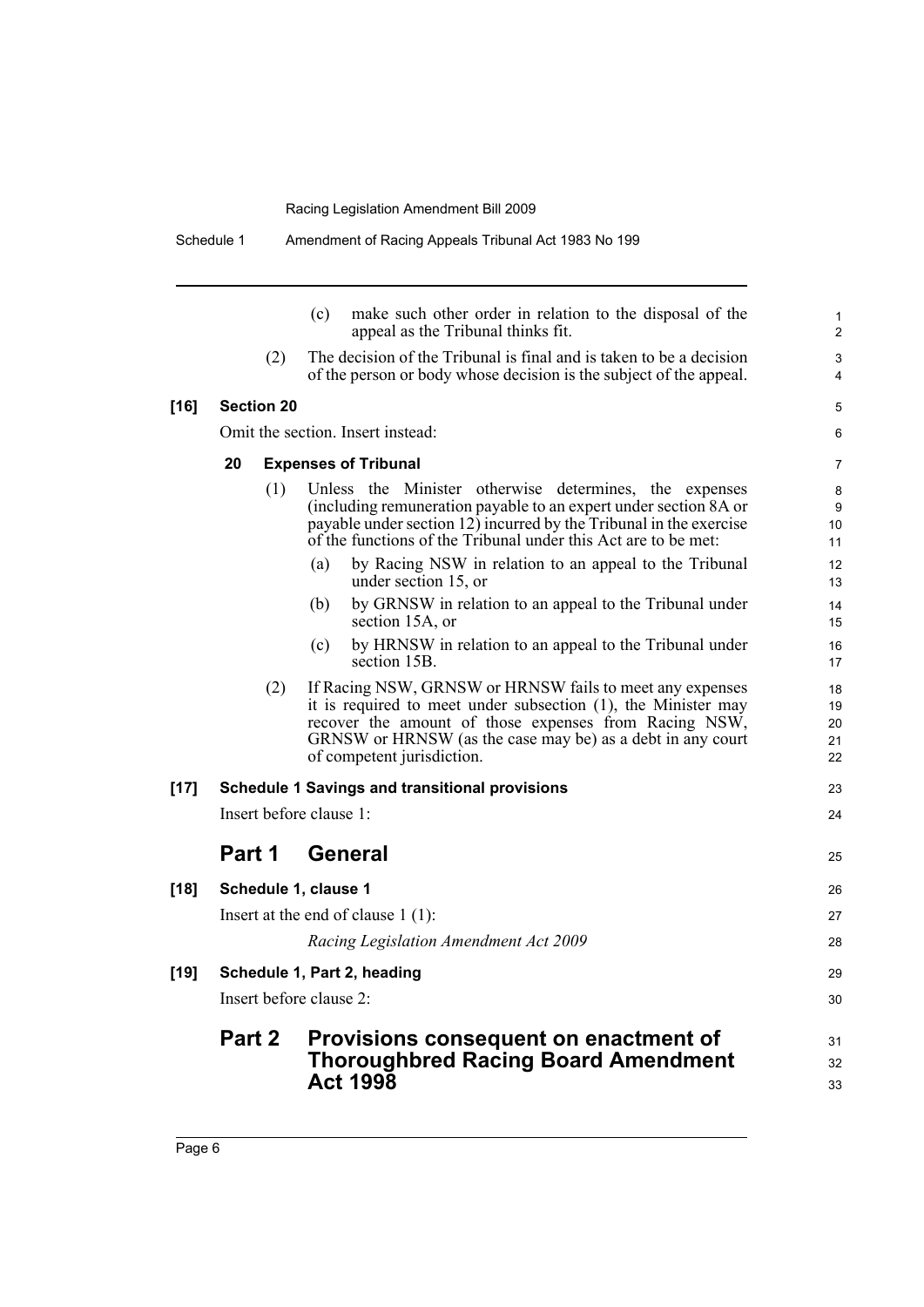(c) make such other order in relation to the disposal of the appeal as the Tribunal thinks fit.

(2) The decision of the Tribunal is final and is taken to be a decision of the person or body whose decision is the subject of the appeal.

**[16] Section 20**

Omit the section. Insert instead:

**20 Expenses of Tribunal**

(1) Unless the Minister otherwise determines, the expenses (including remuneration payable to an expert under section 8A or payable under section 12) incurred by the Tribunal in the exercise of the functions of the Tribunal under this Act are to be met:

(a) by Racing NSW in relation to an appeal to the Tribunal under section 15, or

(b) by GRNSW in relation to an appeal to the Tribunal under section 15A, or

(c) by HRNSW in relation to an appeal to the Tribunal under section 15B.

(2) If Racing NSW, GRNSW or HRNSW fails to meet any expenses it is required to meet under subsection (1), the Minister may recover the amount of those expenses from Racing NSW, GRNSW or HRNSW (as the case may be) as a debt in any court of competent jurisdiction.

**[17] Schedule 1 Savings and transitional provisions**

Insert before clause 1:

## Part 1 General

**[18] Schedule 1, clause 1**

Insert at the end of clause 1 (1):

*Racing Legislation Amendment Act 2009*

**[19] Schedule 1, Part 2, heading**

Insert before clause 2:

## Part 2 Provisions consequent on enactment of Thoroughbred Racing Board Amendment Act 1998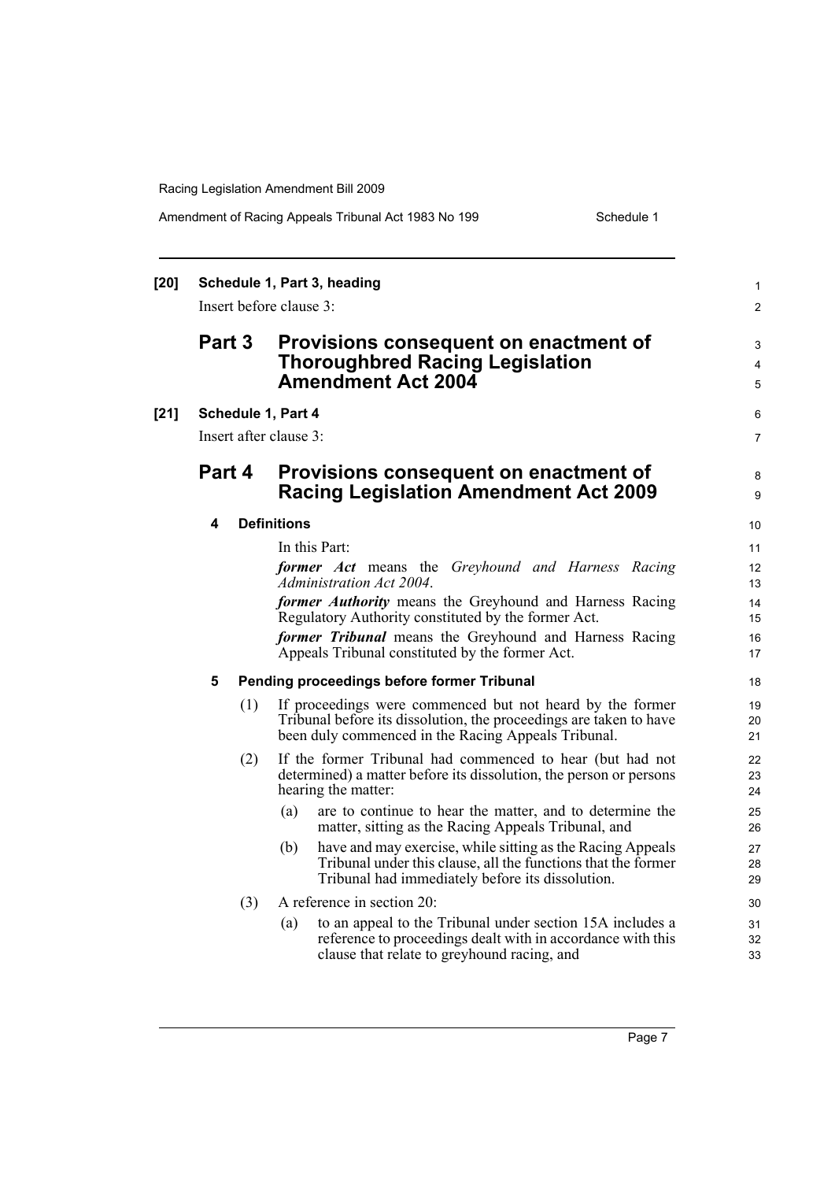**[20] Schedule 1, Part 3, heading**

Insert before clause 3:

## Part 3 Provisions consequent on enactment of Thoroughbred Racing Legislation Amendment Act 2004

**[21] Schedule 1, Part 4**

Insert after clause 3:

## Part 4 Provisions consequent on enactment of Racing Legislation Amendment Act 2009

### 4 Definitions

In this Part:

***former Act*** means the *Greyhound and Harness Racing Administration Act 2004*.

***former Authority*** means the Greyhound and Harness Racing Regulatory Authority constituted by the former Act.

***former Tribunal*** means the Greyhound and Harness Racing Appeals Tribunal constituted by the former Act.

### 5 Pending proceedings before former Tribunal

(1) If proceedings were commenced but not heard by the former Tribunal before its dissolution, the proceedings are taken to have been duly commenced in the Racing Appeals Tribunal.

(2) If the former Tribunal had commenced to hear (but had not determined) a matter before its dissolution, the person or persons hearing the matter:

(a) are to continue to hear the matter, and to determine the matter, sitting as the Racing Appeals Tribunal, and

(b) have and may exercise, while sitting as the Racing Appeals Tribunal under this clause, all the functions that the former Tribunal had immediately before its dissolution.

(3) A reference in section 20:

(a) to an appeal to the Tribunal under section 15A includes a reference to proceedings dealt with in accordance with this clause that relate to greyhound racing, and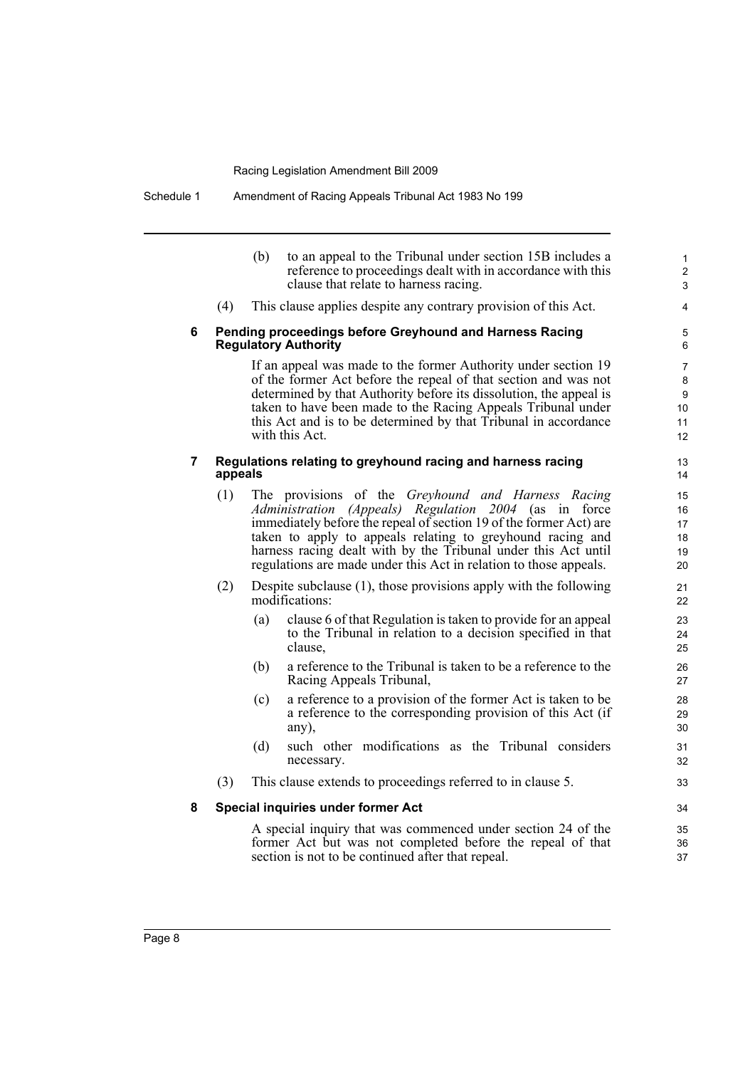(b) to an appeal to the Tribunal under section 15B includes a reference to proceedings dealt with in accordance with this clause that relate to harness racing.

(4) This clause applies despite any contrary provision of this Act.

### 6 Pending proceedings before Greyhound and Harness Racing Regulatory Authority

If an appeal was made to the former Authority under section 19 of the former Act before the repeal of that section and was not determined by that Authority before its dissolution, the appeal is taken to have been made to the Racing Appeals Tribunal under this Act and is to be determined by that Tribunal in accordance with this Act.

### 7 Regulations relating to greyhound racing and harness racing appeals

(1) The provisions of the *Greyhound and Harness Racing Administration (Appeals) Regulation 2004* (as in force immediately before the repeal of section 19 of the former Act) are taken to apply to appeals relating to greyhound racing and harness racing dealt with by the Tribunal under this Act until regulations are made under this Act in relation to those appeals.

(2) Despite subclause (1), those provisions apply with the following modifications:

(a) clause 6 of that Regulation is taken to provide for an appeal to the Tribunal in relation to a decision specified in that clause,

(b) a reference to the Tribunal is taken to be a reference to the Racing Appeals Tribunal,

(c) a reference to a provision of the former Act is taken to be a reference to the corresponding provision of this Act (if any),

(d) such other modifications as the Tribunal considers necessary.

(3) This clause extends to proceedings referred to in clause 5.

### 8 Special inquiries under former Act

A special inquiry that was commenced under section 24 of the former Act but was not completed before the repeal of that section is not to be continued after that repeal.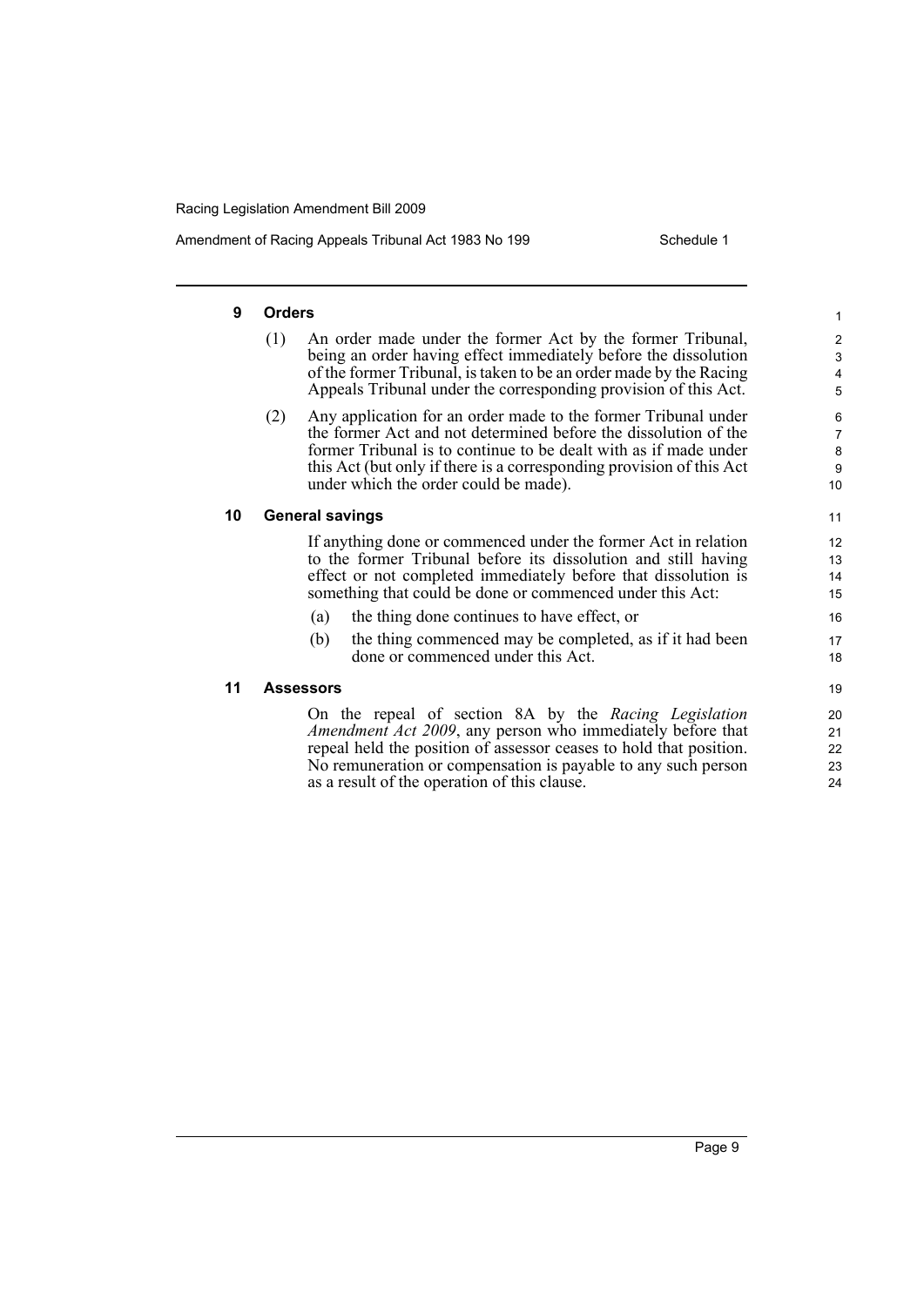### 9 Orders

(1) An order made under the former Act by the former Tribunal, being an order having effect immediately before the dissolution of the former Tribunal, is taken to be an order made by the Racing Appeals Tribunal under the corresponding provision of this Act.

(2) Any application for an order made to the former Tribunal under the former Act and not determined before the dissolution of the former Tribunal is to continue to be dealt with as if made under this Act (but only if there is a corresponding provision of this Act under which the order could be made).

### 10 General savings

If anything done or commenced under the former Act in relation to the former Tribunal before its dissolution and still having effect or not completed immediately before that dissolution is something that could be done or commenced under this Act:

(a) the thing done continues to have effect, or

(b) the thing commenced may be completed, as if it had been done or commenced under this Act.

### 11 Assessors

On the repeal of section 8A by the *Racing Legislation Amendment Act 2009*, any person who immediately before that repeal held the position of assessor ceases to hold that position. No remuneration or compensation is payable to any such person as a result of the operation of this clause.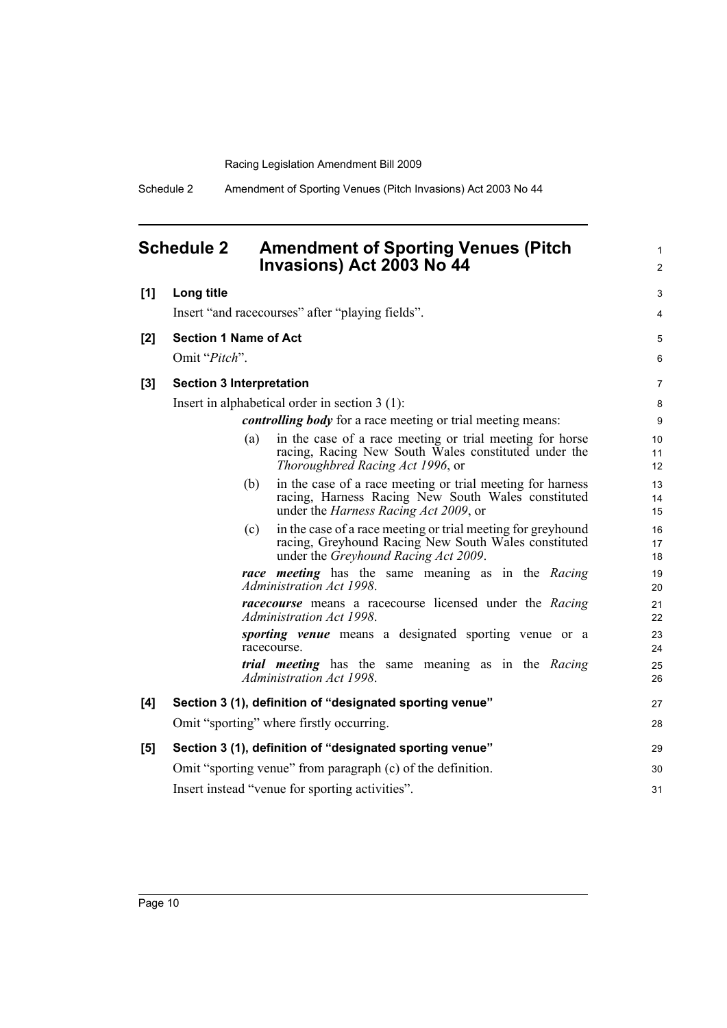# Schedule 2 Amendment of Sporting Venues (Pitch Invasions) Act 2003 No 44

**[1] Long title**

Insert "and racecourses" after "playing fields".

**[2] Section 1 Name of Act**

Omit "*Pitch*".

**[3] Section 3 Interpretation**

Insert in alphabetical order in section 3 (1):

***controlling body*** for a race meeting or trial meeting means:

(a) in the case of a race meeting or trial meeting for horse racing, Racing New South Wales constituted under the *Thoroughbred Racing Act 1996*, or

(b) in the case of a race meeting or trial meeting for harness racing, Harness Racing New South Wales constituted under the *Harness Racing Act 2009*, or

(c) in the case of a race meeting or trial meeting for greyhound racing, Greyhound Racing New South Wales constituted under the *Greyhound Racing Act 2009*.

***race meeting*** has the same meaning as in the *Racing Administration Act 1998*.

***racecourse*** means a racecourse licensed under the *Racing Administration Act 1998*.

***sporting venue*** means a designated sporting venue or a racecourse.

***trial meeting*** has the same meaning as in the *Racing Administration Act 1998*.

**[4] Section 3 (1), definition of "designated sporting venue"**

Omit "sporting" where firstly occurring.

**[5] Section 3 (1), definition of "designated sporting venue"**

Omit "sporting venue" from paragraph (c) of the definition.

Insert instead "venue for sporting activities".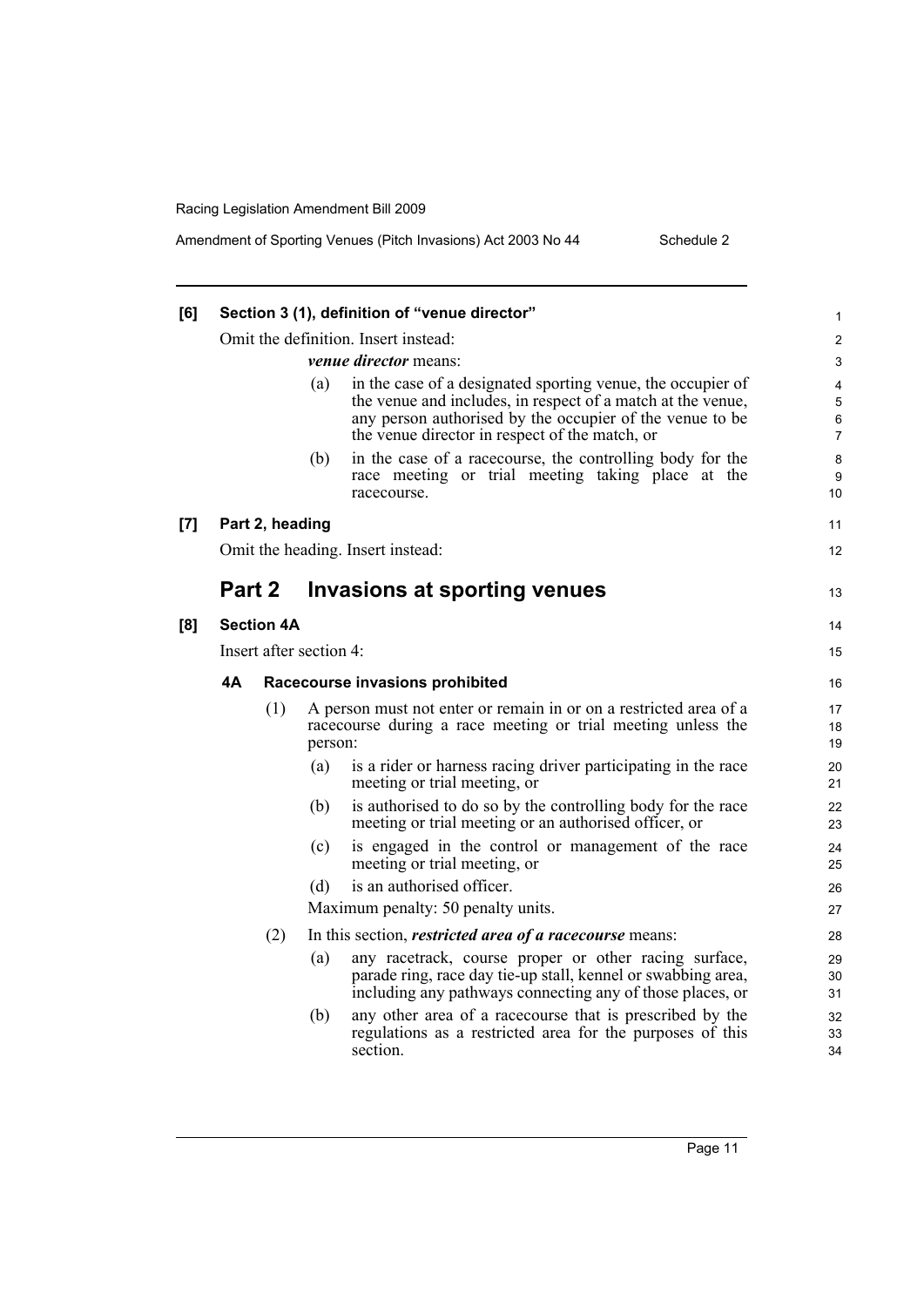**[6] Section 3 (1), definition of "venue director"**

Omit the definition. Insert instead:

> ***venue director*** means:
>
> (a) in the case of a designated sporting venue, the occupier of the venue and includes, in respect of a match at the venue, any person authorised by the occupier of the venue to be the venue director in respect of the match, or
>
> (b) in the case of a racecourse, the controlling body for the race meeting or trial meeting taking place at the racecourse.

**[7] Part 2, heading**

Omit the heading. Insert instead:

## Part 2 Invasions at sporting venues

**[8] Section 4A**

Insert after section 4:

### 4A Racecourse invasions prohibited

(1) A person must not enter or remain in or on a restricted area of a racecourse during a race meeting or trial meeting unless the person:

(a) is a rider or harness racing driver participating in the race meeting or trial meeting, or

(b) is authorised to do so by the controlling body for the race meeting or trial meeting or an authorised officer, or

(c) is engaged in the control or management of the race meeting or trial meeting, or

(d) is an authorised officer.

Maximum penalty: 50 penalty units.

(2) In this section, ***restricted area of a racecourse*** means:

(a) any racetrack, course proper or other racing surface, parade ring, race day tie-up stall, kennel or swabbing area, including any pathways connecting any of those places, or

(b) any other area of a racecourse that is prescribed by the regulations as a restricted area for the purposes of this section.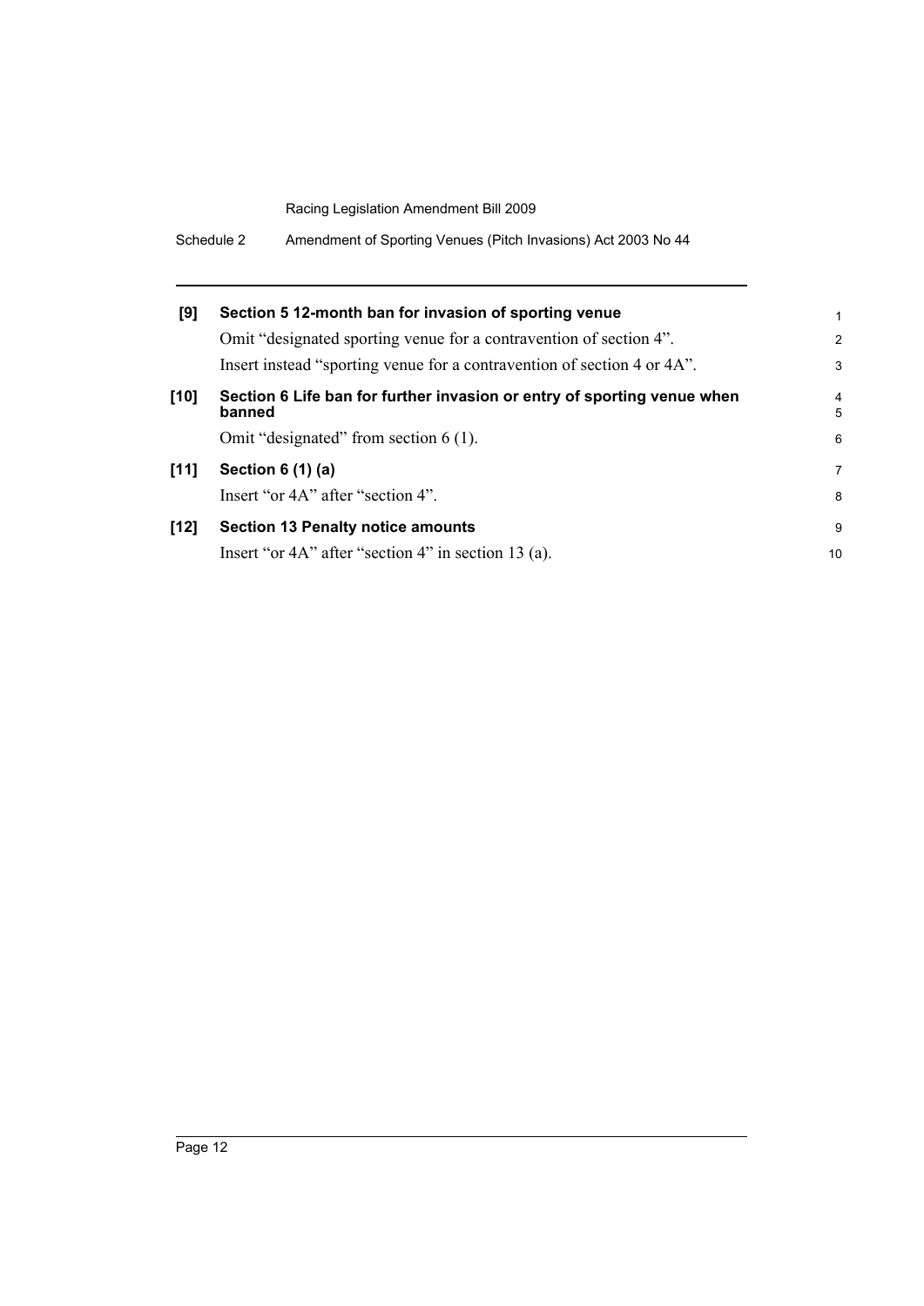**[9] Section 5 12-month ban for invasion of sporting venue**

Omit "designated sporting venue for a contravention of section 4".

Insert instead "sporting venue for a contravention of section 4 or 4A".

**[10] Section 6 Life ban for further invasion or entry of sporting venue when banned**

Omit "designated" from section 6 (1).

**[11] Section 6 (1) (a)**

Insert "or 4A" after "section 4".

**[12] Section 13 Penalty notice amounts**

Insert "or 4A" after "section 4" in section 13 (a).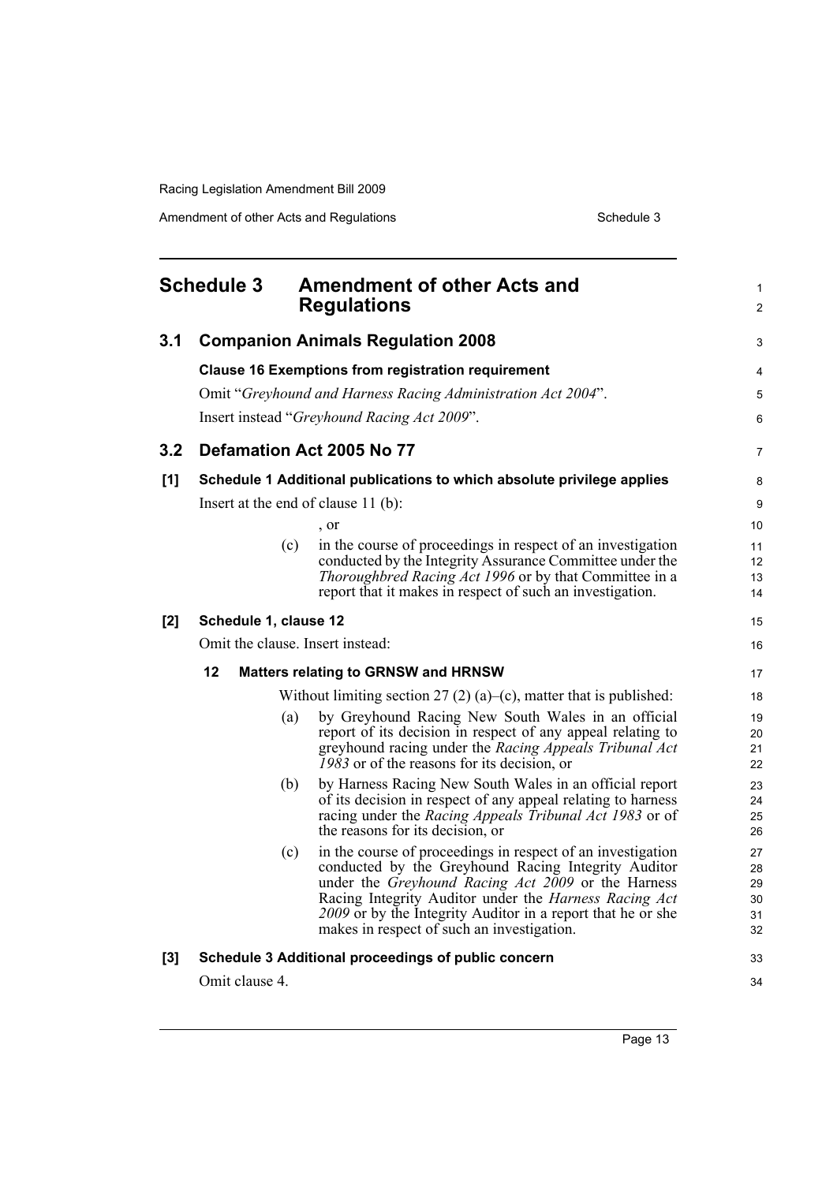# Schedule 3 Amendment of other Acts and Regulations

## 3.1 Companion Animals Regulation 2008

**Clause 16 Exemptions from registration requirement**

Omit "*Greyhound and Harness Racing Administration Act 2004*".

Insert instead "*Greyhound Racing Act 2009*".

## 3.2 Defamation Act 2005 No 77

**[1] Schedule 1 Additional publications to which absolute privilege applies**

Insert at the end of clause 11 (b):

, or

(c) in the course of proceedings in respect of an investigation conducted by the Integrity Assurance Committee under the *Thoroughbred Racing Act 1996* or by that Committee in a report that it makes in respect of such an investigation.

**[2] Schedule 1, clause 12**

Omit the clause. Insert instead:

**12 Matters relating to GRNSW and HRNSW**

Without limiting section 27 (2) (a)–(c), matter that is published:

(a) by Greyhound Racing New South Wales in an official report of its decision in respect of any appeal relating to greyhound racing under the *Racing Appeals Tribunal Act 1983* or of the reasons for its decision, or

(b) by Harness Racing New South Wales in an official report of its decision in respect of any appeal relating to harness racing under the *Racing Appeals Tribunal Act 1983* or of the reasons for its decision, or

(c) in the course of proceedings in respect of an investigation conducted by the Greyhound Racing Integrity Auditor under the *Greyhound Racing Act 2009* or the Harness Racing Integrity Auditor under the *Harness Racing Act 2009* or by the Integrity Auditor in a report that he or she makes in respect of such an investigation.

**[3] Schedule 3 Additional proceedings of public concern**

Omit clause 4.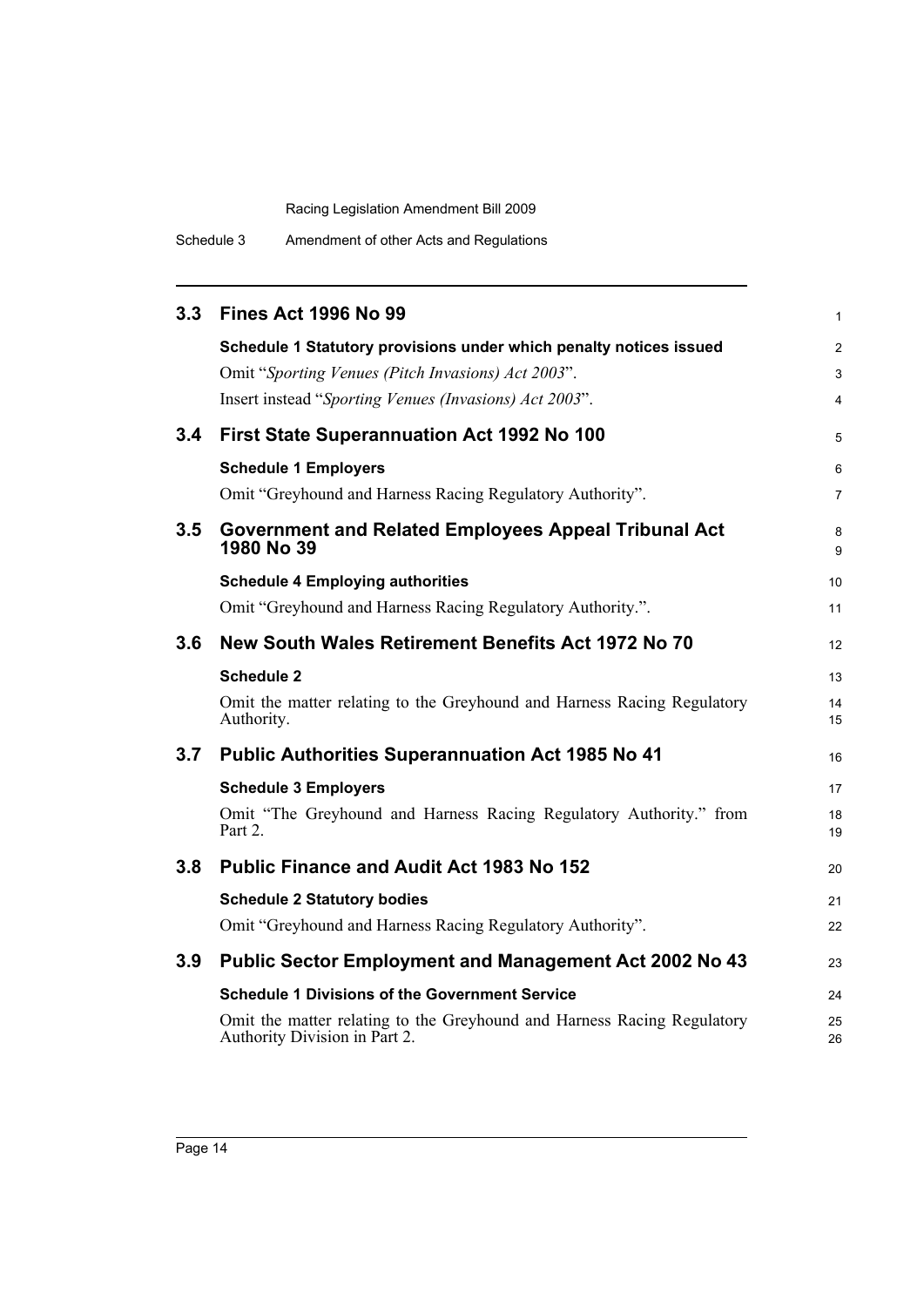## 3.3 Fines Act 1996 No 99

**Schedule 1 Statutory provisions under which penalty notices issued**

Omit "*Sporting Venues (Pitch Invasions) Act 2003*".

Insert instead "*Sporting Venues (Invasions) Act 2003*".

## 3.4 First State Superannuation Act 1992 No 100

**Schedule 1 Employers**

Omit "Greyhound and Harness Racing Regulatory Authority".

## 3.5 Government and Related Employees Appeal Tribunal Act 1980 No 39

**Schedule 4 Employing authorities**

Omit "Greyhound and Harness Racing Regulatory Authority.".

## 3.6 New South Wales Retirement Benefits Act 1972 No 70

**Schedule 2**

Omit the matter relating to the Greyhound and Harness Racing Regulatory Authority.

## 3.7 Public Authorities Superannuation Act 1985 No 41

**Schedule 3 Employers**

Omit "The Greyhound and Harness Racing Regulatory Authority." from Part 2.

## 3.8 Public Finance and Audit Act 1983 No 152

**Schedule 2 Statutory bodies**

Omit "Greyhound and Harness Racing Regulatory Authority".

## 3.9 Public Sector Employment and Management Act 2002 No 43

**Schedule 1 Divisions of the Government Service**

Omit the matter relating to the Greyhound and Harness Racing Regulatory Authority Division in Part 2.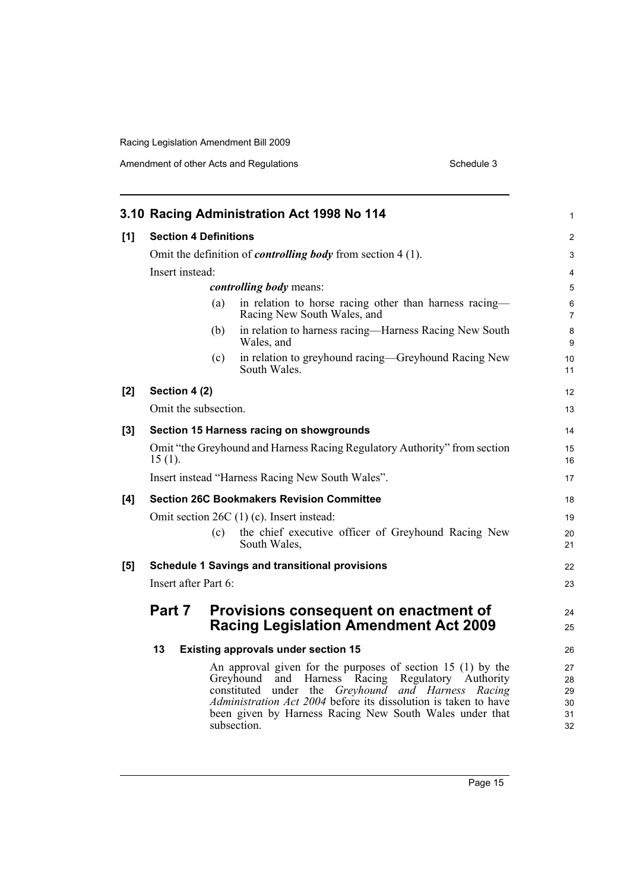## 3.10 Racing Administration Act 1998 No 114

**[1] Section 4 Definitions**

Omit the definition of ***controlling body*** from section 4 (1).

Insert instead:

> ***controlling body*** means:
>
> (a) in relation to horse racing other than harness racing—Racing New South Wales, and
>
> (b) in relation to harness racing—Harness Racing New South Wales, and
>
> (c) in relation to greyhound racing—Greyhound Racing New South Wales.

**[2] Section 4 (2)**

Omit the subsection.

**[3] Section 15 Harness racing on showgrounds**

Omit "the Greyhound and Harness Racing Regulatory Authority" from section 15 (1).

Insert instead "Harness Racing New South Wales".

**[4] Section 26C Bookmakers Revision Committee**

Omit section 26C (1) (c). Insert instead:

> (c) the chief executive officer of Greyhound Racing New South Wales,

**[5] Schedule 1 Savings and transitional provisions**

Insert after Part 6:

### Part 7 Provisions consequent on enactment of Racing Legislation Amendment Act 2009

**13 Existing approvals under section 15**

An approval given for the purposes of section 15 (1) by the Greyhound and Harness Racing Regulatory Authority constituted under the *Greyhound and Harness Racing Administration Act 2004* before its dissolution is taken to have been given by Harness Racing New South Wales under that subsection.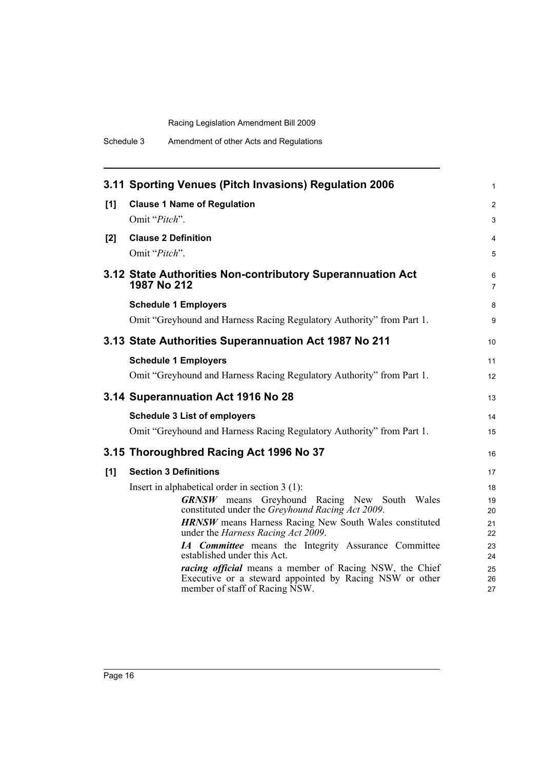## 3.11 Sporting Venues (Pitch Invasions) Regulation 2006

**[1] Clause 1 Name of Regulation**

Omit "*Pitch*".

**[2] Clause 2 Definition**

Omit "*Pitch*".

## 3.12 State Authorities Non-contributory Superannuation Act 1987 No 212

**Schedule 1 Employers**

Omit "Greyhound and Harness Racing Regulatory Authority" from Part 1.

## 3.13 State Authorities Superannuation Act 1987 No 211

**Schedule 1 Employers**

Omit "Greyhound and Harness Racing Regulatory Authority" from Part 1.

## 3.14 Superannuation Act 1916 No 28

**Schedule 3 List of employers**

Omit "Greyhound and Harness Racing Regulatory Authority" from Part 1.

## 3.15 Thoroughbred Racing Act 1996 No 37

**[1] Section 3 Definitions**

Insert in alphabetical order in section 3 (1):

> ***GRNSW*** means Greyhound Racing New South Wales constituted under the *Greyhound Racing Act 2009*.
>
> ***HRNSW*** means Harness Racing New South Wales constituted under the *Harness Racing Act 2009*.
>
> ***IA Committee*** means the Integrity Assurance Committee established under this Act.
>
> ***racing official*** means a member of Racing NSW, the Chief Executive or a steward appointed by Racing NSW or other member of staff of Racing NSW.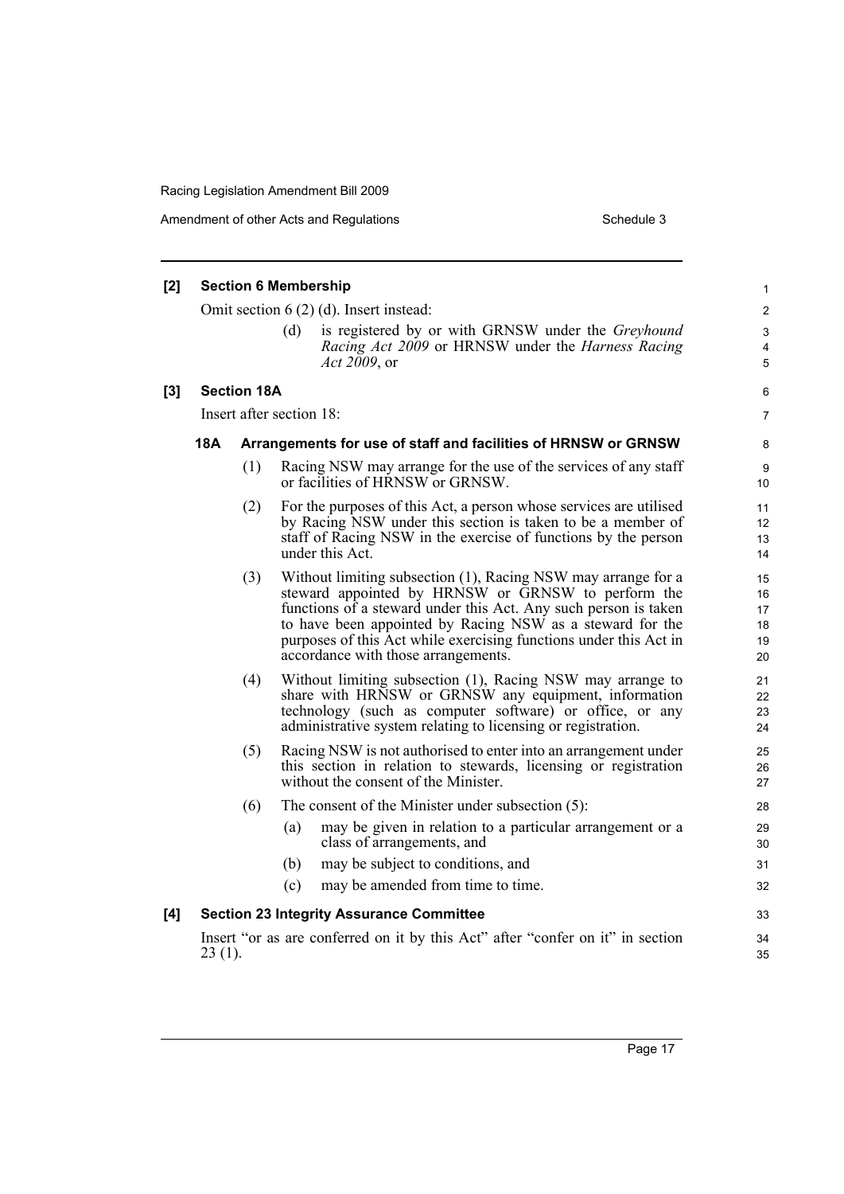**[2] Section 6 Membership**

Omit section 6 (2) (d). Insert instead:

> (d) is registered by or with GRNSW under the *Greyhound Racing Act 2009* or HRNSW under the *Harness Racing Act 2009*, or

**[3] Section 18A**

Insert after section 18:

**18A Arrangements for use of staff and facilities of HRNSW or GRNSW**

(1) Racing NSW may arrange for the use of the services of any staff or facilities of HRNSW or GRNSW.

(2) For the purposes of this Act, a person whose services are utilised by Racing NSW under this section is taken to be a member of staff of Racing NSW in the exercise of functions by the person under this Act.

(3) Without limiting subsection (1), Racing NSW may arrange for a steward appointed by HRNSW or GRNSW to perform the functions of a steward under this Act. Any such person is taken to have been appointed by Racing NSW as a steward for the purposes of this Act while exercising functions under this Act in accordance with those arrangements.

(4) Without limiting subsection (1), Racing NSW may arrange to share with HRNSW or GRNSW any equipment, information technology (such as computer software) or office, or any administrative system relating to licensing or registration.

(5) Racing NSW is not authorised to enter into an arrangement under this section in relation to stewards, licensing or registration without the consent of the Minister.

(6) The consent of the Minister under subsection (5):

(a) may be given in relation to a particular arrangement or a class of arrangements, and

(b) may be subject to conditions, and

(c) may be amended from time to time.

**[4] Section 23 Integrity Assurance Committee**

Insert "or as are conferred on it by this Act" after "confer on it" in section 23 (1).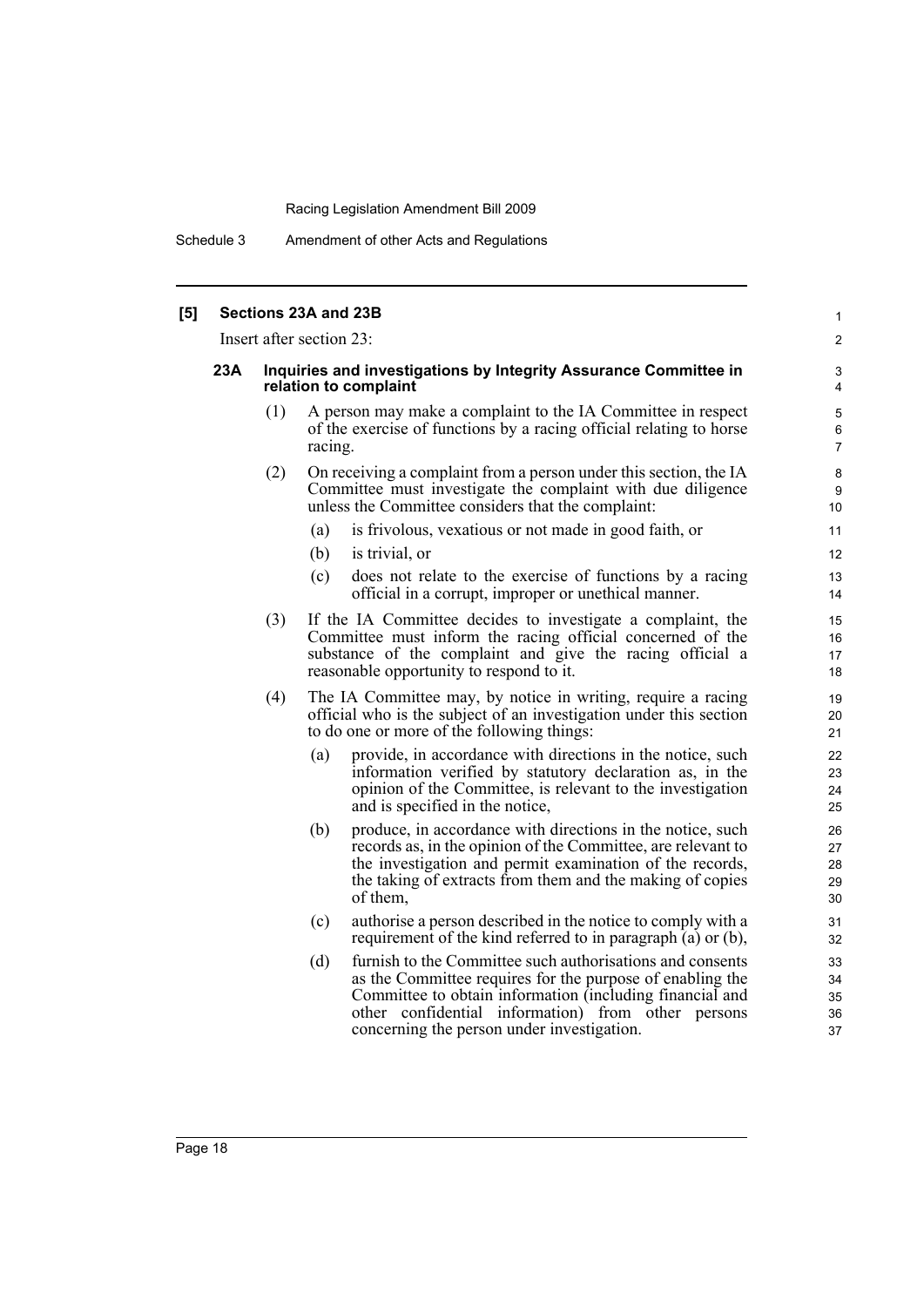**[5] Sections 23A and 23B**

Insert after section 23:

### 23A Inquiries and investigations by Integrity Assurance Committee in relation to complaint

(1) A person may make a complaint to the IA Committee in respect of the exercise of functions by a racing official relating to horse racing.

(2) On receiving a complaint from a person under this section, the IA Committee must investigate the complaint with due diligence unless the Committee considers that the complaint:

- (a) is frivolous, vexatious or not made in good faith, or
- (b) is trivial, or
- (c) does not relate to the exercise of functions by a racing official in a corrupt, improper or unethical manner.

(3) If the IA Committee decides to investigate a complaint, the Committee must inform the racing official concerned of the substance of the complaint and give the racing official a reasonable opportunity to respond to it.

(4) The IA Committee may, by notice in writing, require a racing official who is the subject of an investigation under this section to do one or more of the following things:

- (a) provide, in accordance with directions in the notice, such information verified by statutory declaration as, in the opinion of the Committee, is relevant to the investigation and is specified in the notice,
- (b) produce, in accordance with directions in the notice, such records as, in the opinion of the Committee, are relevant to the investigation and permit examination of the records, the taking of extracts from them and the making of copies of them,
- (c) authorise a person described in the notice to comply with a requirement of the kind referred to in paragraph (a) or (b),
- (d) furnish to the Committee such authorisations and consents as the Committee requires for the purpose of enabling the Committee to obtain information (including financial and other confidential information) from other persons concerning the person under investigation.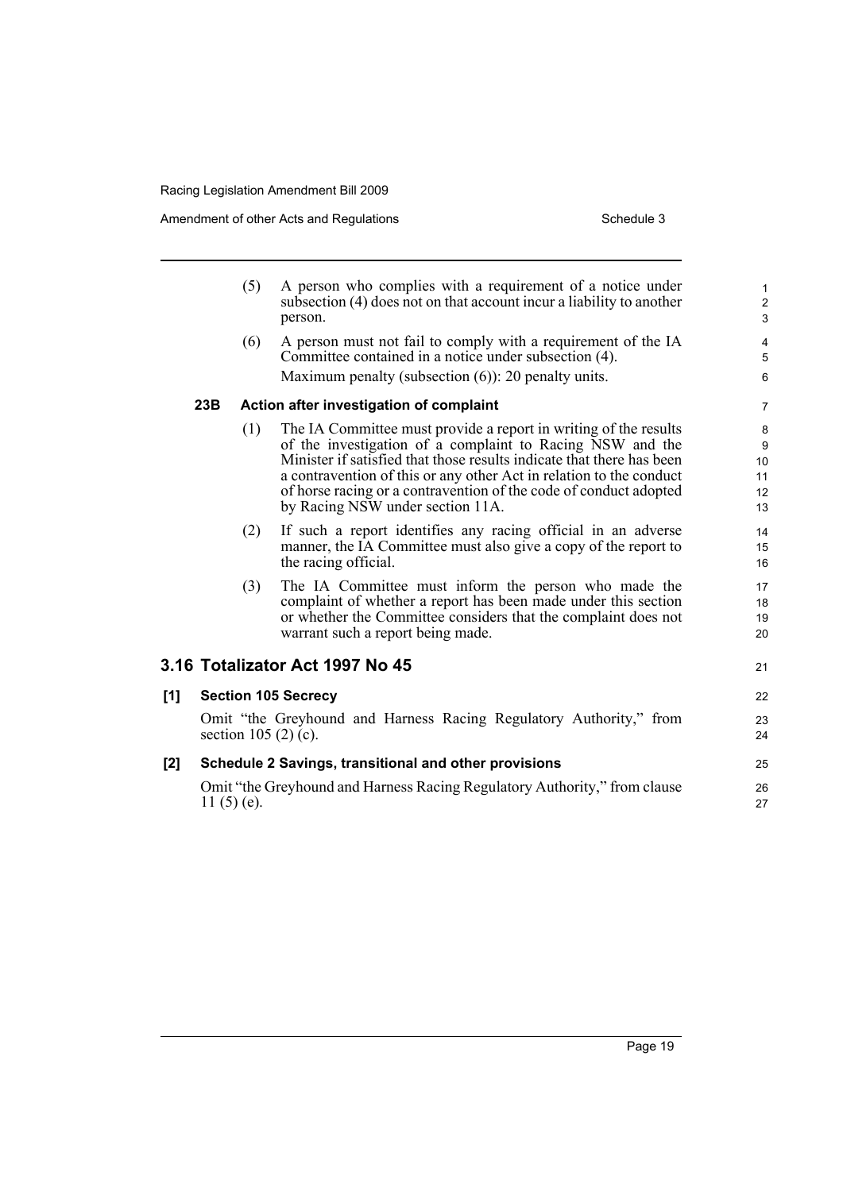(5) A person who complies with a requirement of a notice under subsection (4) does not on that account incur a liability to another person.

(6) A person must not fail to comply with a requirement of the IA Committee contained in a notice under subsection (4).

Maximum penalty (subsection (6)): 20 penalty units.

**23B Action after investigation of complaint**

(1) The IA Committee must provide a report in writing of the results of the investigation of a complaint to Racing NSW and the Minister if satisfied that those results indicate that there has been a contravention of this or any other Act in relation to the conduct of horse racing or a contravention of the code of conduct adopted by Racing NSW under section 11A.

(2) If such a report identifies any racing official in an adverse manner, the IA Committee must also give a copy of the report to the racing official.

(3) The IA Committee must inform the person who made the complaint of whether a report has been made under this section or whether the Committee considers that the complaint does not warrant such a report being made.

## 3.16 Totalizator Act 1997 No 45

**[1] Section 105 Secrecy**

Omit "the Greyhound and Harness Racing Regulatory Authority," from section 105 (2) (c).

**[2] Schedule 2 Savings, transitional and other provisions**

Omit "the Greyhound and Harness Racing Regulatory Authority," from clause 11 (5) (e).